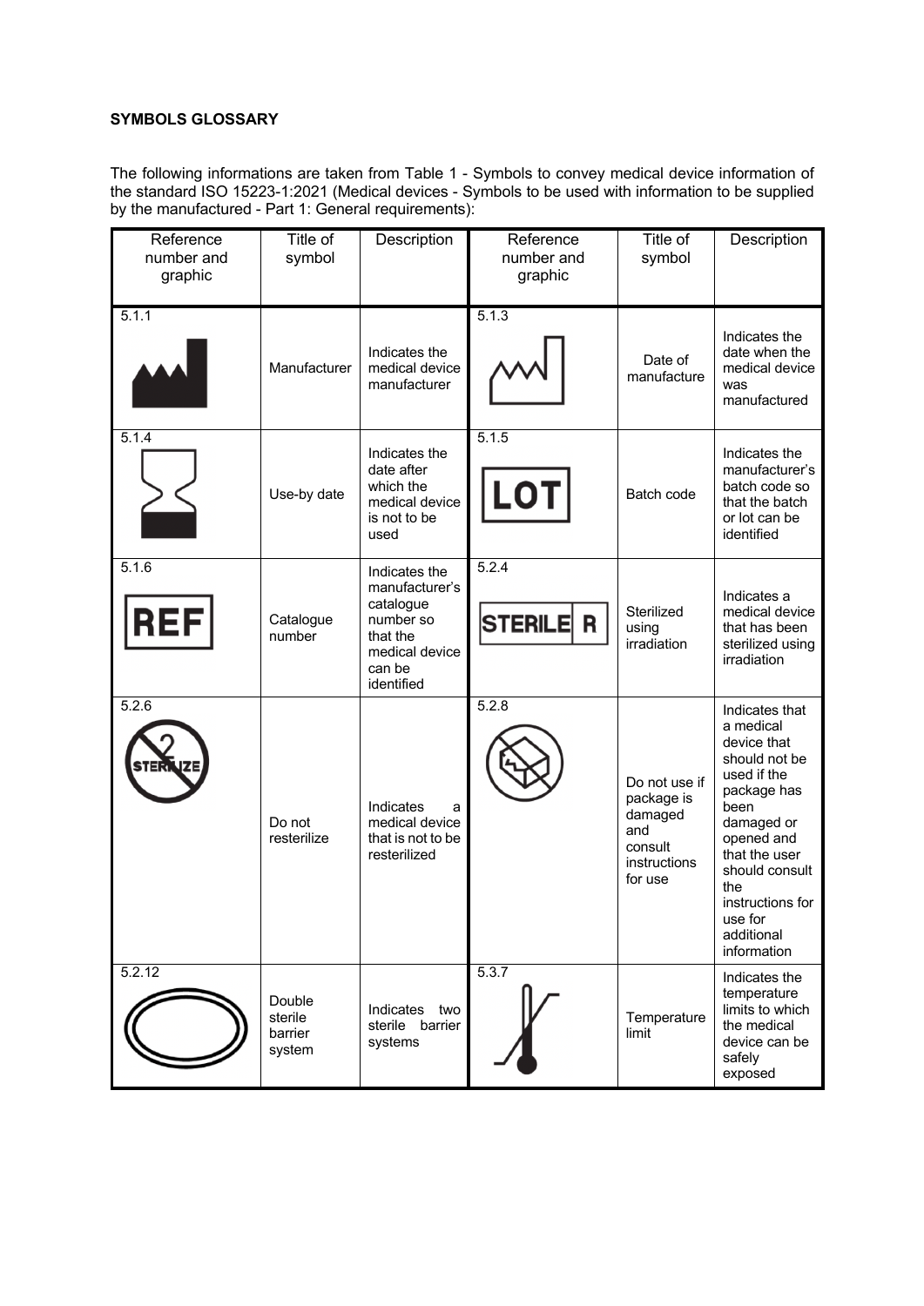**SYMBOLS GLOSSARY**

The following informations are taken from Table 1 - Symbols to convey medical device information of the standard ISO 15223-1:2021 (Medical devices - Symbols to be used with information to be supplied by the manufactured - Part 1: General requirements):

| Reference number and graphic | Title of symbol | Description | Reference number and graphic | Title of symbol | Description |
|---|---|---|---|---|---|
| 5.1.1 | Manufacturer | Indicates the medical device manufacturer | 5.1.3 | Date of manufacture | Indicates the date when the medical device was manufactured |
| 5.1.4 | Use-by date | Indicates the date after which the medical device is not to be used | 5.1.5 LOT | Batch code | Indicates the manufacturer's batch code so that the batch or lot can be identified |
| 5.1.6 REF | Catalogue number | Indicates the manufacturer's catalogue number so that the medical device can be identified | 5.2.4 STERILE R | Sterilized using irradiation | Indicates a medical device that has been sterilized using irradiation |
| 5.2.6 STERILIZE | Do not resterilize | Indicates a medical device that is not to be resterilized | 5.2.8 | Do not use if package is damaged and consult instructions for use | Indicates that a medical device that should not be used if the package has been damaged or opened and that the user should consult the instructions for use for additional information |
| 5.2.12 | Double sterile barrier system | Indicates two sterile barrier systems | 5.3.7 | Temperature limit | Indicates the temperature limits to which the medical device can be safely exposed |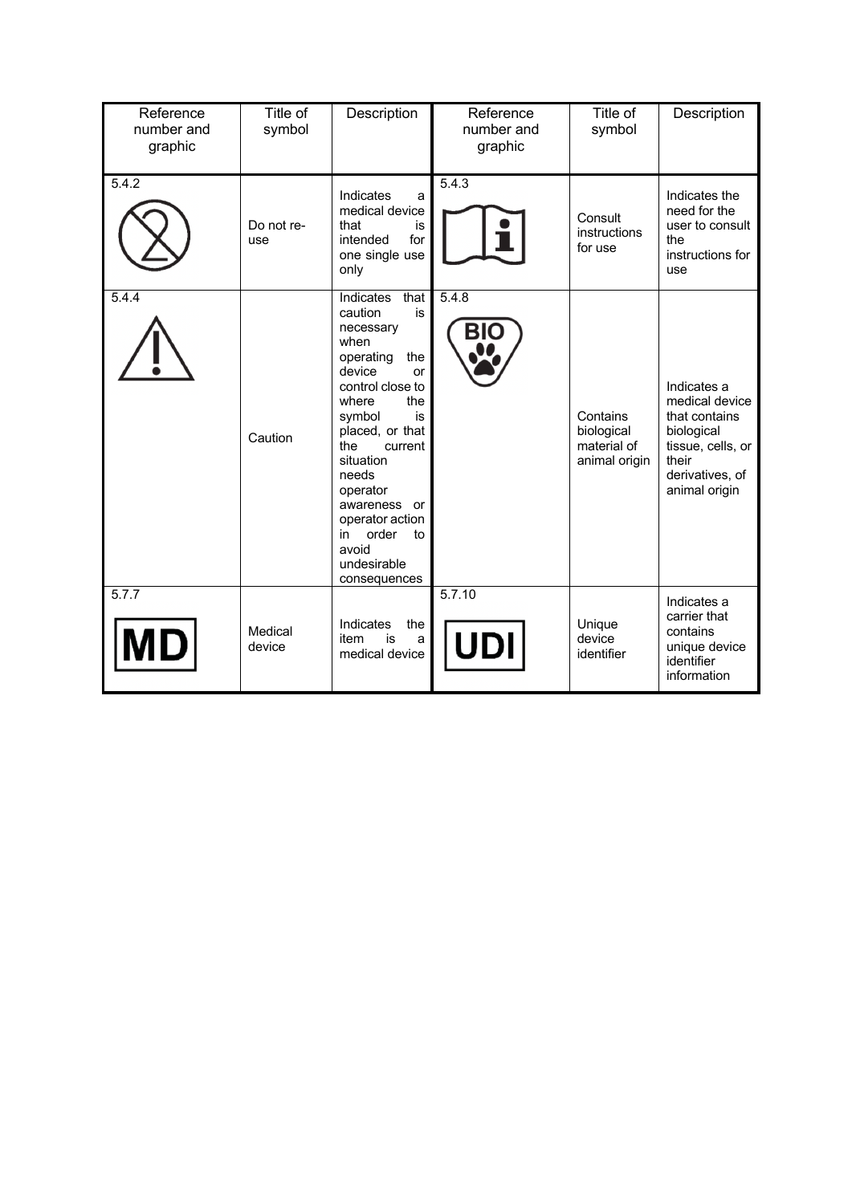| Reference number and graphic | Title of symbol | Description | Reference number and graphic | Title of symbol | Description |
|---|---|---|---|---|---|
| 5.4.2 | Do not re-use | Indicates a medical device that is intended for one single use only | 5.4.3 | Consult instructions for use | Indicates the need for the user to consult the instructions for use |
| 5.4.4 | Caution | Indicates that caution is necessary when operating the device or control close to where the symbol is placed, or that the current situation needs operator awareness or operator action in order to avoid undesirable consequences | 5.4.8 BIO | Contains biological material of animal origin | Indicates a medical device that contains biological tissue, cells, or their derivatives, of animal origin |
| 5.7.7 MD | Medical device | Indicates the item is a medical device | 5.7.10 UDI | Unique device identifier | Indicates a carrier that contains unique device identifier information |